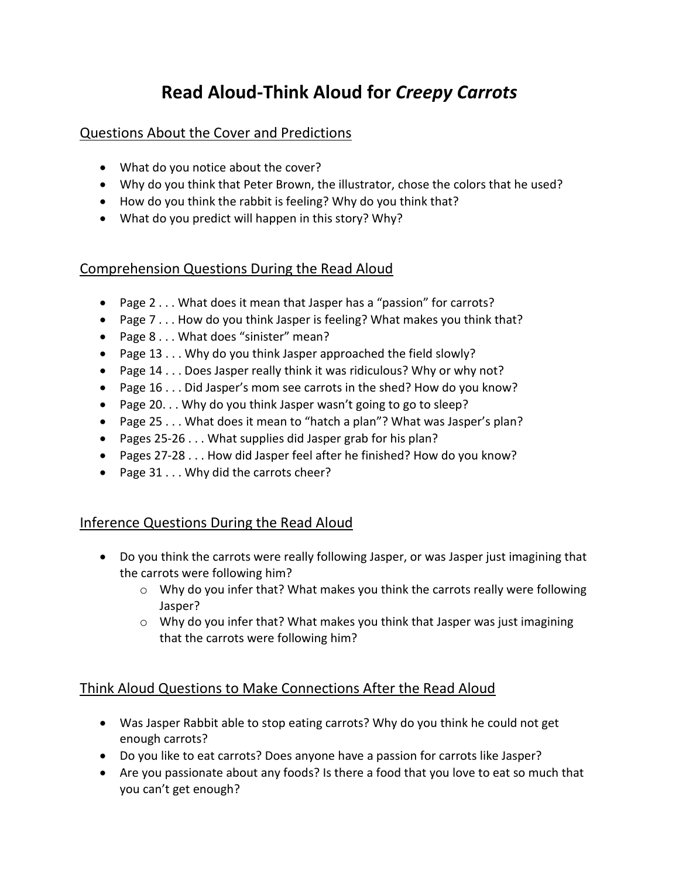# Read Aloud-Think Aloud for *Creepy Carrots*

## Questions About the Cover and Predictions

- What do you notice about the cover?
- Why do you think that Peter Brown, the illustrator, chose the colors that he used?
- How do you think the rabbit is feeling? Why do you think that?
- What do you predict will happen in this story? Why?

## Comprehension Questions During the Read Aloud

- Page 2 . . . What does it mean that Jasper has a "passion" for carrots?
- Page 7 . . . How do you think Jasper is feeling? What makes you think that?
- Page 8 . . . What does "sinister" mean?
- Page 13 . . . Why do you think Jasper approached the field slowly?
- Page 14 . . . Does Jasper really think it was ridiculous? Why or why not?
- Page 16 . . . Did Jasper's mom see carrots in the shed? How do you know?
- Page 20. . . Why do you think Jasper wasn't going to go to sleep?
- Page 25 . . . What does it mean to "hatch a plan"? What was Jasper's plan?
- Pages 25-26 . . . What supplies did Jasper grab for his plan?
- Pages 27-28 . . . How did Jasper feel after he finished? How do you know?
- Page 31 . . . Why did the carrots cheer?

## Inference Questions During the Read Aloud

- Do you think the carrots were really following Jasper, or was Jasper just imagining that the carrots were following him?
  - Why do you infer that? What makes you think the carrots really were following Jasper?
  - Why do you infer that? What makes you think that Jasper was just imagining that the carrots were following him?

## Think Aloud Questions to Make Connections After the Read Aloud

- Was Jasper Rabbit able to stop eating carrots? Why do you think he could not get enough carrots?
- Do you like to eat carrots? Does anyone have a passion for carrots like Jasper?
- Are you passionate about any foods? Is there a food that you love to eat so much that you can't get enough?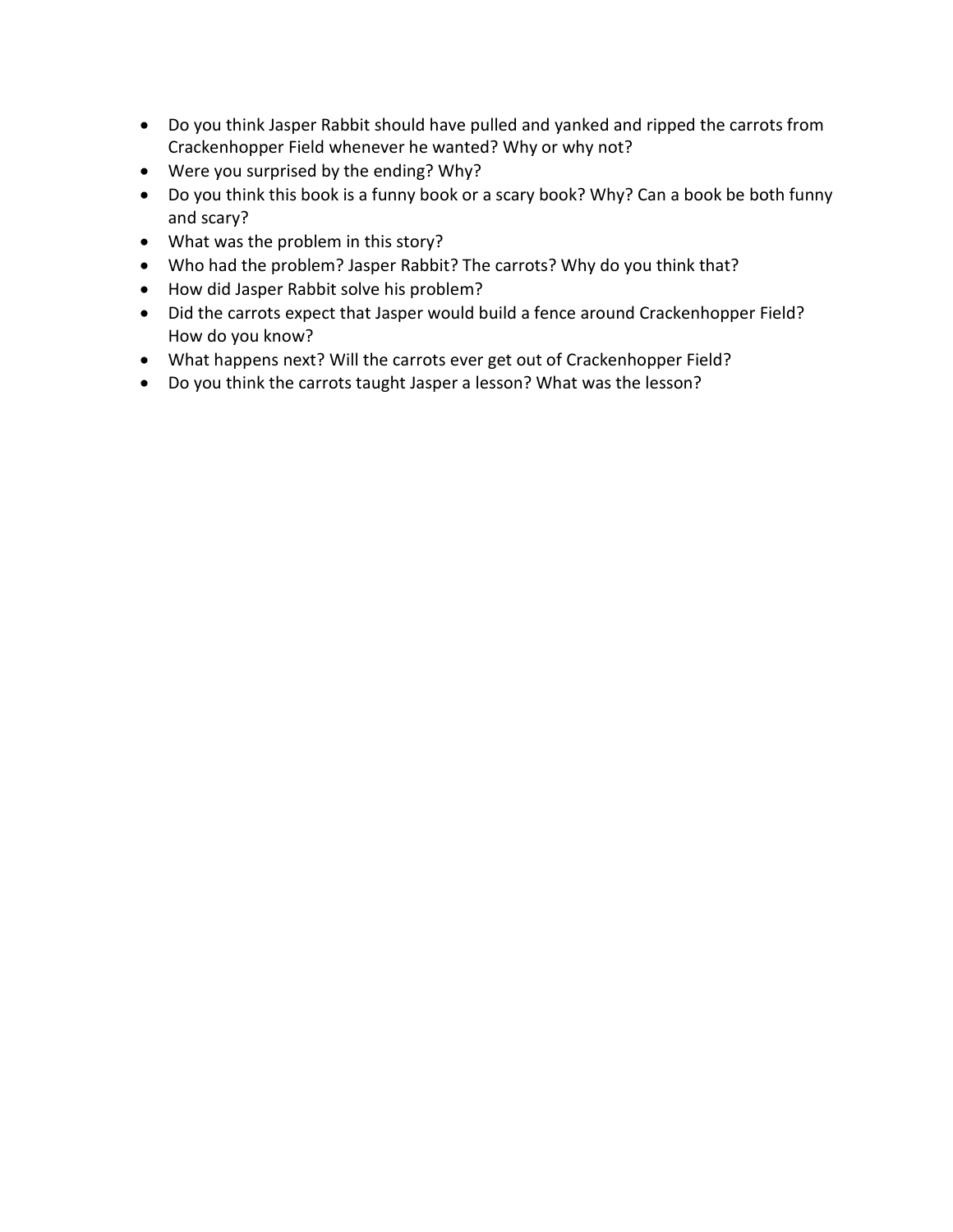- Do you think Jasper Rabbit should have pulled and yanked and ripped the carrots from Crackenhopper Field whenever he wanted? Why or why not?
- Were you surprised by the ending? Why?
- Do you think this book is a funny book or a scary book? Why? Can a book be both funny and scary?
- What was the problem in this story?
- Who had the problem? Jasper Rabbit? The carrots? Why do you think that?
- How did Jasper Rabbit solve his problem?
- Did the carrots expect that Jasper would build a fence around Crackenhopper Field? How do you know?
- What happens next? Will the carrots ever get out of Crackenhopper Field?
- Do you think the carrots taught Jasper a lesson? What was the lesson?